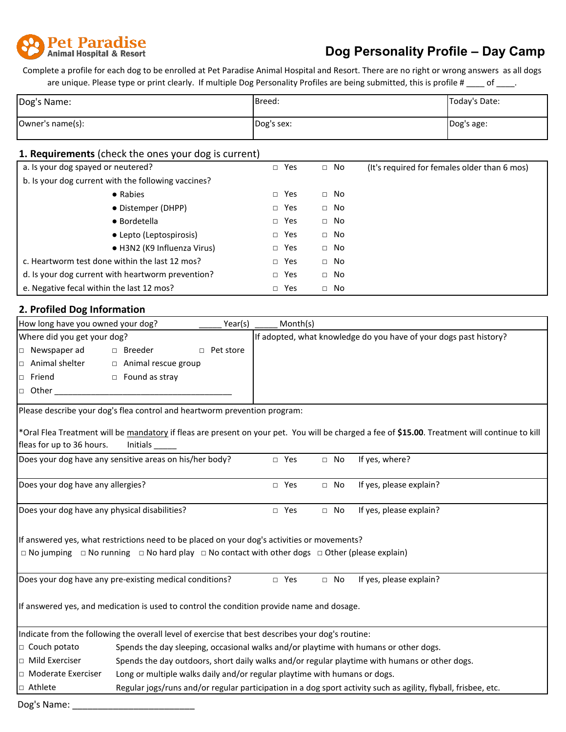Pet Paradise
Animal Hospital & Resort

# Dog Personality Profile – Day Camp

Complete a profile for each dog to be enrolled at Pet Paradise Animal Hospital and Resort. There are no right or wrong answers as all dogs are unique. Please type or print clearly. If multiple Dog Personality Profiles are being submitted, this is profile # ____ of ____.

| Dog's Name: | Breed: | Today's Date: |
|---|---|---|
| Owner's name(s): | Dog's sex: | Dog's age: |

## 1. Requirements (check the ones your dog is current)

| | | | |
|---|---|---|---|
| a. Is your dog spayed or neutered? | □ Yes | □ No | (It's required for females older than 6 mos) |
| b. Is your dog current with the following vaccines? | | | |
| • Rabies | □ Yes | □ No | |
| • Distemper (DHPP) | □ Yes | □ No | |
| • Bordetella | □ Yes | □ No | |
| • Lepto (Leptospirosis) | □ Yes | □ No | |
| • H3N2 (K9 Influenza Virus) | □ Yes | □ No | |
| c. Heartworm test done within the last 12 mos? | □ Yes | □ No | |
| d. Is your dog current with heartworm prevention? | □ Yes | □ No | |
| e. Negative fecal within the last 12 mos? | □ Yes | □ No | |

## 2. Profiled Dog Information

How long have you owned your dog? _____ Year(s) _____ Month(s)

Where did you get your dog?

- □ Newspaper ad
- □ Breeder
- □ Pet store
- □ Animal shelter
- □ Animal rescue group
- □ Friend
- □ Found as stray
- □ Other ________________________________________

If adopted, what knowledge do you have of your dogs past history?

Please describe your dog's flea control and heartworm prevention program:

*Oral Flea Treatment will be mandatory if fleas are present on your pet. You will be charged a fee of **$15.00**. Treatment will continue to kill fleas for up to 36 hours. Initials _____

Does your dog have any sensitive areas on his/her body? □ Yes □ No If yes, where?

Does your dog have any allergies? □ Yes □ No If yes, please explain?

Does your dog have any physical disabilities? □ Yes □ No If yes, please explain?

If answered yes, what restrictions need to be placed on your dog's activities or movements?

□ No jumping □ No running □ No hard play □ No contact with other dogs □ Other (please explain)

Does your dog have any pre-existing medical conditions? □ Yes □ No If yes, please explain?

If answered yes, and medication is used to control the condition provide name and dosage.

Indicate from the following the overall level of exercise that best describes your dog's routine:

| | |
|---|---|
| □ Couch potato | Spends the day sleeping, occasional walks and/or playtime with humans or other dogs. |
| □ Mild Exerciser | Spends the day outdoors, short daily walks and/or regular playtime with humans or other dogs. |
| □ Moderate Exerciser | Long or multiple walks daily and/or regular playtime with humans or dogs. |
| □ Athlete | Regular jogs/runs and/or regular participation in a dog sport activity such as agility, flyball, frisbee, etc. |

Dog's Name: _________________________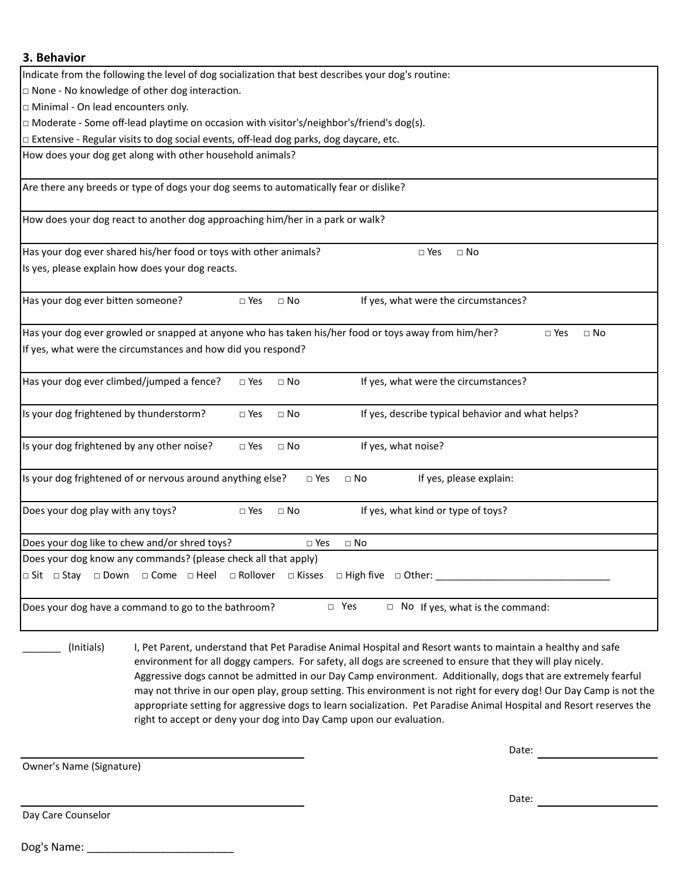### 3. Behavior

Indicate from the following the level of dog socialization that best describes your dog's routine:

□ None - No knowledge of other dog interaction.

□ Minimal - On lead encounters only.

□ Moderate - Some off-lead playtime on occasion with visitor's/neighbor's/friend's dog(s).

□ Extensive - Regular visits to dog social events, off-lead dog parks, dog daycare, etc.

How does your dog get along with other household animals?

Are there any breeds or type of dogs your dog seems to automatically fear or dislike?

How does your dog react to another dog approaching him/her in a park or walk?

Has your dog ever shared his/her food or toys with other animals? □ Yes □ No

Is yes, please explain how does your dog reacts.

Has your dog ever bitten someone? □ Yes □ No If yes, what were the circumstances?

Has your dog ever growled or snapped at anyone who has taken his/her food or toys away from him/her? □ Yes □ No

If yes, what were the circumstances and how did you respond?

Has your dog ever climbed/jumped a fence? □ Yes □ No If yes, what were the circumstances?

Is your dog frightened by thunderstorm? □ Yes □ No If yes, describe typical behavior and what helps?

Is your dog frightened by any other noise? □ Yes □ No If yes, what noise?

Is your dog frightened of or nervous around anything else? □ Yes □ No If yes, please explain:

Does your dog play with any toys? □ Yes □ No If yes, what kind or type of toys?

Does your dog like to chew and/or shred toys? □ Yes □ No

Does your dog know any commands? (please check all that apply)

□ Sit □ Stay □ Down □ Come □ Heel □ Rollover □ Kisses □ High five □ Other: _______________________________

Does your dog have a command to go to the bathroom? □ Yes □ No If yes, what is the command:

_______ (Initials) I, Pet Parent, understand that Pet Paradise Animal Hospital and Resort wants to maintain a healthy and safe environment for all doggy campers. For safety, all dogs are screened to ensure that they will play nicely. Aggressive dogs cannot be admitted in our Day Camp environment. Additionally, dogs that are extremely fearful may not thrive in our open play, group setting. This environment is not right for every dog! Our Day Camp is not the appropriate setting for aggressive dogs to learn socialization. Pet Paradise Animal Hospital and Resort reserves the right to accept or deny your dog into Day Camp upon our evaluation.

_______________________________ Date: _______________

Owner's Name (Signature)

_______________________________ Date: _______________

Day Care Counselor

Dog's Name: _________________________